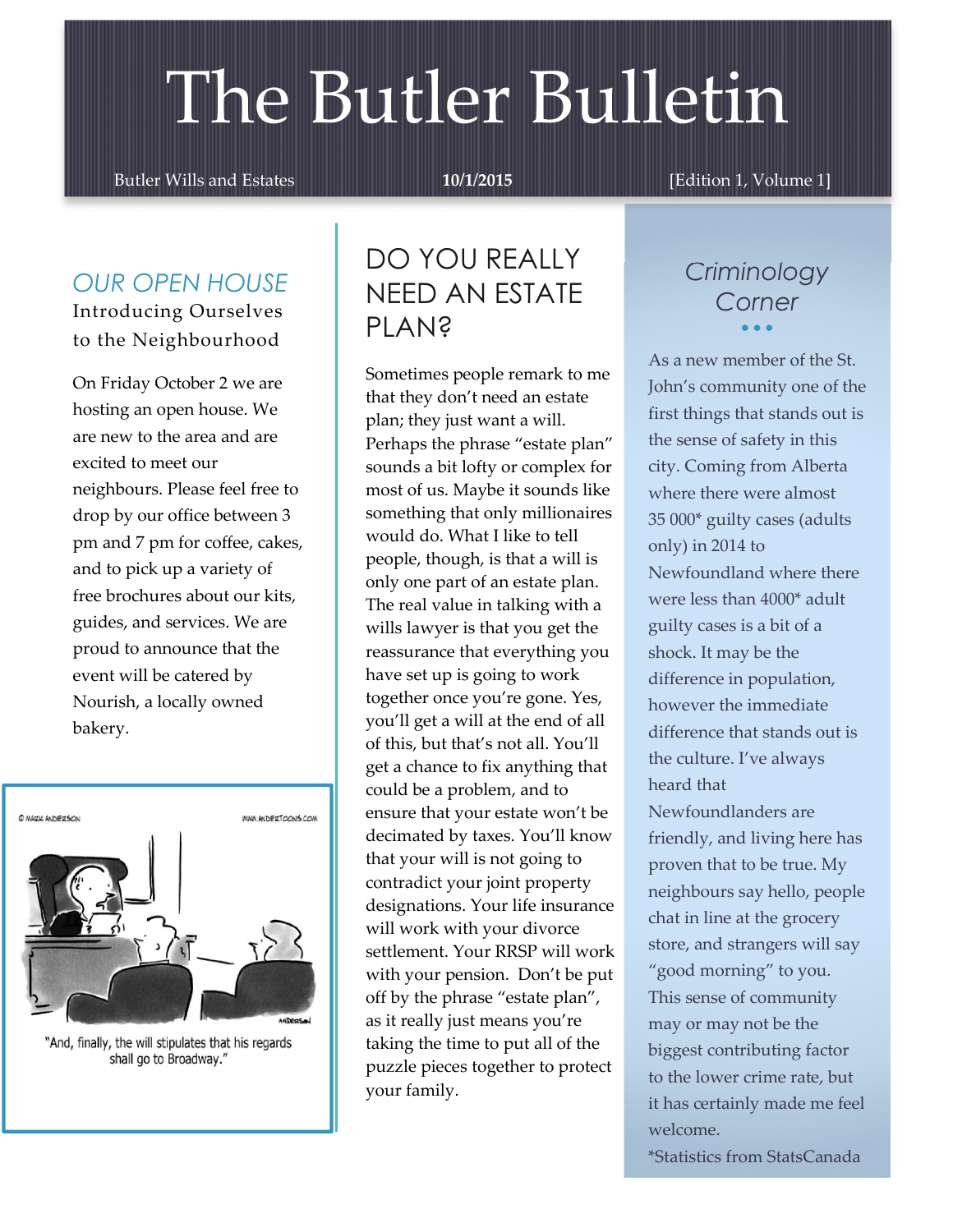# The Butler Bulletin

Butler Wills and Estates **10/1/2015** [Edition 1, Volume 1]

## *OUR OPEN HOUSE*

### Introducing Ourselves to the Neighbourhood

On Friday October 2 we are hosting an open house. We are new to the area and are excited to meet our neighbours. Please feel free to drop by our office between 3 pm and 7 pm for coffee, cakes, and to pick up a variety of free brochures about our kits, guides, and services. We are proud to announce that the event will be catered by Nourish, a locally owned bakery.

"And, finally, the will stipulates that his regards shall go to Broadway."

## DO YOU REALLY NEED AN ESTATE PLAN?

Sometimes people remark to me that they don't need an estate plan; they just want a will. Perhaps the phrase "estate plan" sounds a bit lofty or complex for most of us. Maybe it sounds like something that only millionaires would do. What I like to tell people, though, is that a will is only one part of an estate plan. The real value in talking with a wills lawyer is that you get the reassurance that everything you have set up is going to work together once you're gone. Yes, you'll get a will at the end of all of this, but that's not all. You'll get a chance to fix anything that could be a problem, and to ensure that your estate won't be decimated by taxes. You'll know that your will is not going to contradict your joint property designations. Your life insurance will work with your divorce settlement. Your RRSP will work with your pension. Don't be put off by the phrase "estate plan", as it really just means you're taking the time to put all of the puzzle pieces together to protect your family.

## *Criminology Corner*

As a new member of the St. John's community one of the first things that stands out is the sense of safety in this city. Coming from Alberta where there were almost 35 000* guilty cases (adults only) in 2014 to Newfoundland where there were less than 4000* adult guilty cases is a bit of a shock. It may be the difference in population, however the immediate difference that stands out is the culture. I've always heard that Newfoundlanders are friendly, and living here has proven that to be true. My neighbours say hello, people chat in line at the grocery store, and strangers will say "good morning" to you. This sense of community may or may not be the biggest contributing factor to the lower crime rate, but it has certainly made me feel welcome.

*Statistics from StatsCanada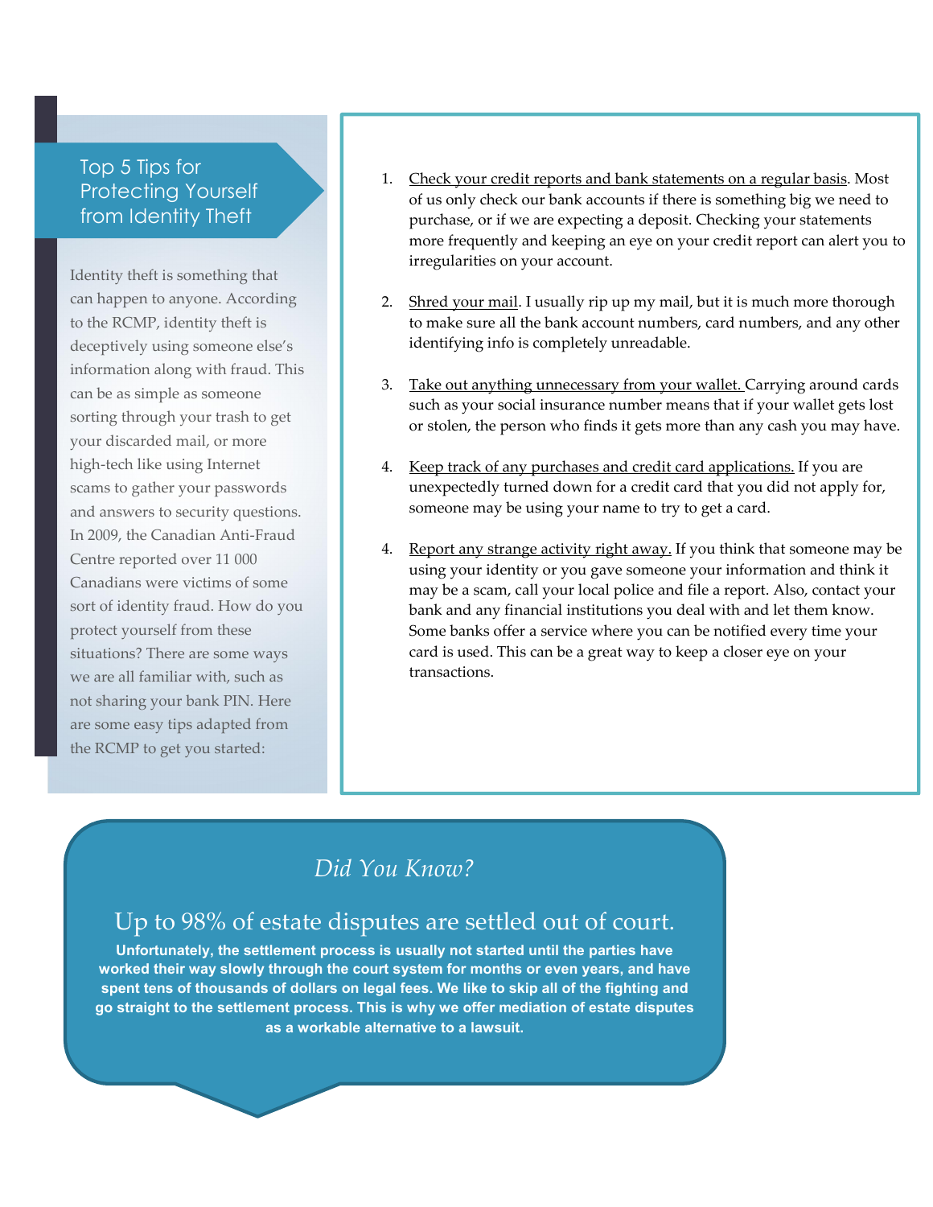## Top 5 Tips for Protecting Yourself from Identity Theft

Identity theft is something that can happen to anyone. According to the RCMP, identity theft is deceptively using someone else's information along with fraud. This can be as simple as someone sorting through your trash to get your discarded mail, or more high-tech like using Internet scams to gather your passwords and answers to security questions. In 2009, the Canadian Anti-Fraud Centre reported over 11 000 Canadians were victims of some sort of identity fraud. How do you protect yourself from these situations? There are some ways we are all familiar with, such as not sharing your bank PIN. Here are some easy tips adapted from the RCMP to get you started:

1. Check your credit reports and bank statements on a regular basis. Most of us only check our bank accounts if there is something big we need to purchase, or if we are expecting a deposit. Checking your statements more frequently and keeping an eye on your credit report can alert you to irregularities on your account.

2. Shred your mail. I usually rip up my mail, but it is much more thorough to make sure all the bank account numbers, card numbers, and any other identifying info is completely unreadable.

3. Take out anything unnecessary from your wallet. Carrying around cards such as your social insurance number means that if your wallet gets lost or stolen, the person who finds it gets more than any cash you may have.

4. Keep track of any purchases and credit card applications. If you are unexpectedly turned down for a credit card that you did not apply for, someone may be using your name to try to get a card.

4. Report any strange activity right away. If you think that someone may be using your identity or you gave someone your information and think it may be a scam, call your local police and file a report. Also, contact your bank and any financial institutions you deal with and let them know. Some banks offer a service where you can be notified every time your card is used. This can be a great way to keep a closer eye on your transactions.

### *Did You Know?*

## Up to 98% of estate disputes are settled out of court.

**Unfortunately, the settlement process is usually not started until the parties have worked their way slowly through the court system for months or even years, and have spent tens of thousands of dollars on legal fees. We like to skip all of the fighting and go straight to the settlement process. This is why we offer mediation of estate disputes as a workable alternative to a lawsuit.**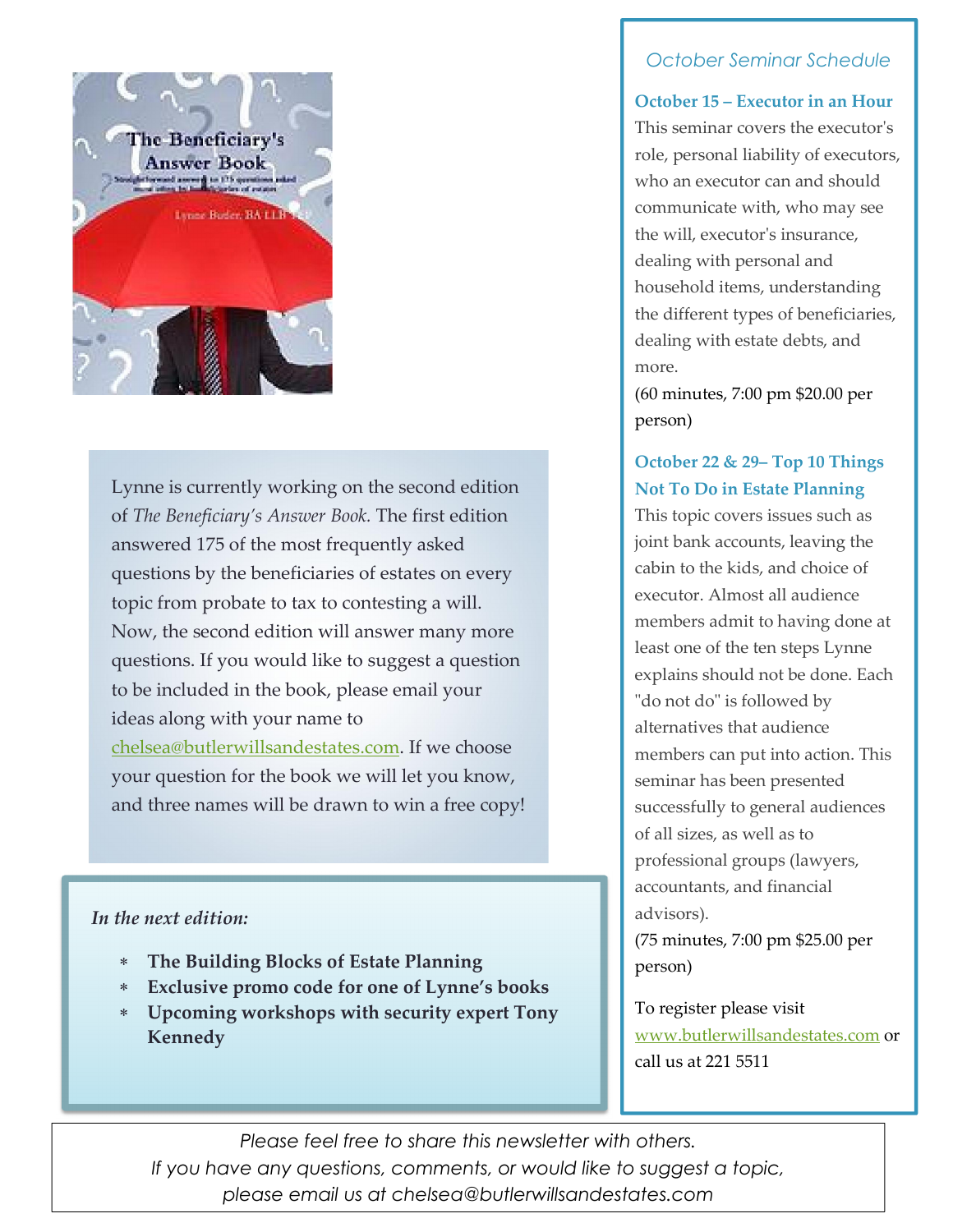Lynne is currently working on the second edition of *The Beneficiary's Answer Book.* The first edition answered 175 of the most frequently asked questions by the beneficiaries of estates on every topic from probate to tax to contesting a will. Now, the second edition will answer many more questions. If you would like to suggest a question to be included in the book, please email your ideas along with your name to chelsea@butlerwillsandestates.com. If we choose your question for the book we will let you know, and three names will be drawn to win a free copy!

*In the next edition:*

- **The Building Blocks of Estate Planning**
- **Exclusive promo code for one of Lynne's books**
- **Upcoming workshops with security expert Tony Kennedy**

## *October Seminar Schedule*

### October 15 – Executor in an Hour

This seminar covers the executor's role, personal liability of executors, who an executor can and should communicate with, who may see the will, executor's insurance, dealing with personal and household items, understanding the different types of beneficiaries, dealing with estate debts, and more.

(60 minutes, 7:00 pm $20.00 per person)

### October 22 & 29– Top 10 Things Not To Do in Estate Planning

This topic covers issues such as joint bank accounts, leaving the cabin to the kids, and choice of executor. Almost all audience members admit to having done at least one of the ten steps Lynne explains should not be done. Each "do not do" is followed by alternatives that audience members can put into action. This seminar has been presented successfully to general audiences of all sizes, as well as to professional groups (lawyers, accountants, and financial advisors).

(75 minutes, 7:00 pm $25.00 per person)

To register please visit www.butlerwillsandestates.com or call us at 221 5511

*Please feel free to share this newsletter with others.*
*If you have any questions, comments, or would like to suggest a topic, please email us at chelsea@butlerwillsandestates.com*